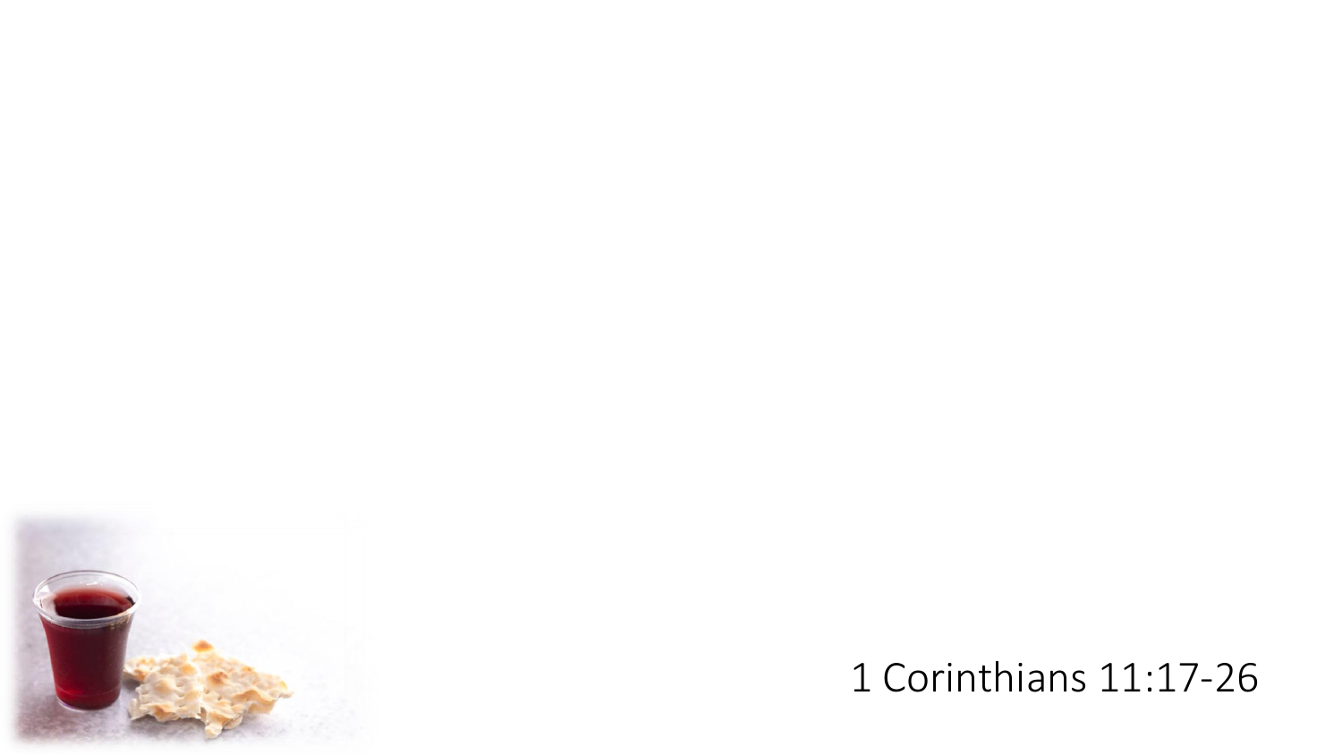1 Corinthians 11:17-26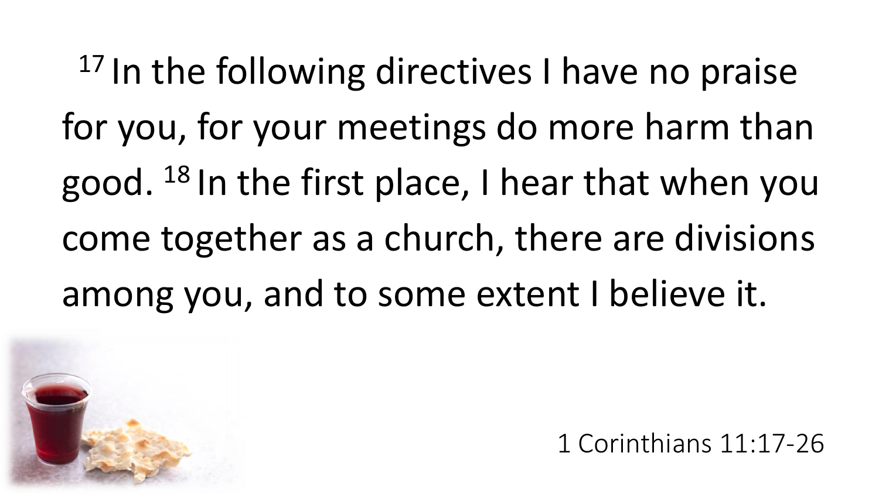[17] In the following directives I have no praise for you, for your meetings do more harm than good. [18] In the first place, I hear that when you come together as a church, there are divisions among you, and to some extent I believe it.

1 Corinthians 11:17-26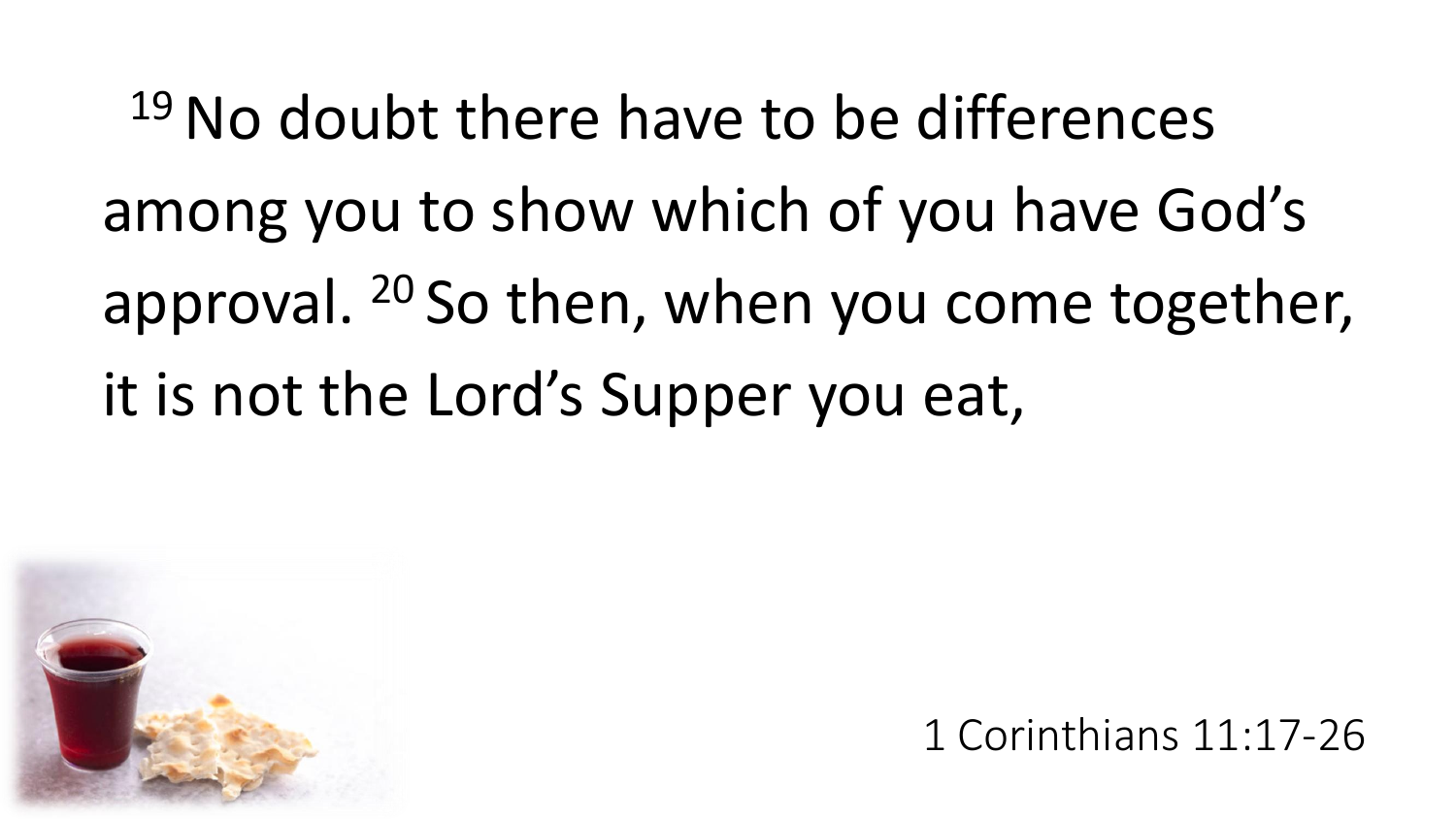[19] No doubt there have to be differences among you to show which of you have God's approval. [20] So then, when you come together, it is not the Lord's Supper you eat,

1 Corinthians 11:17-26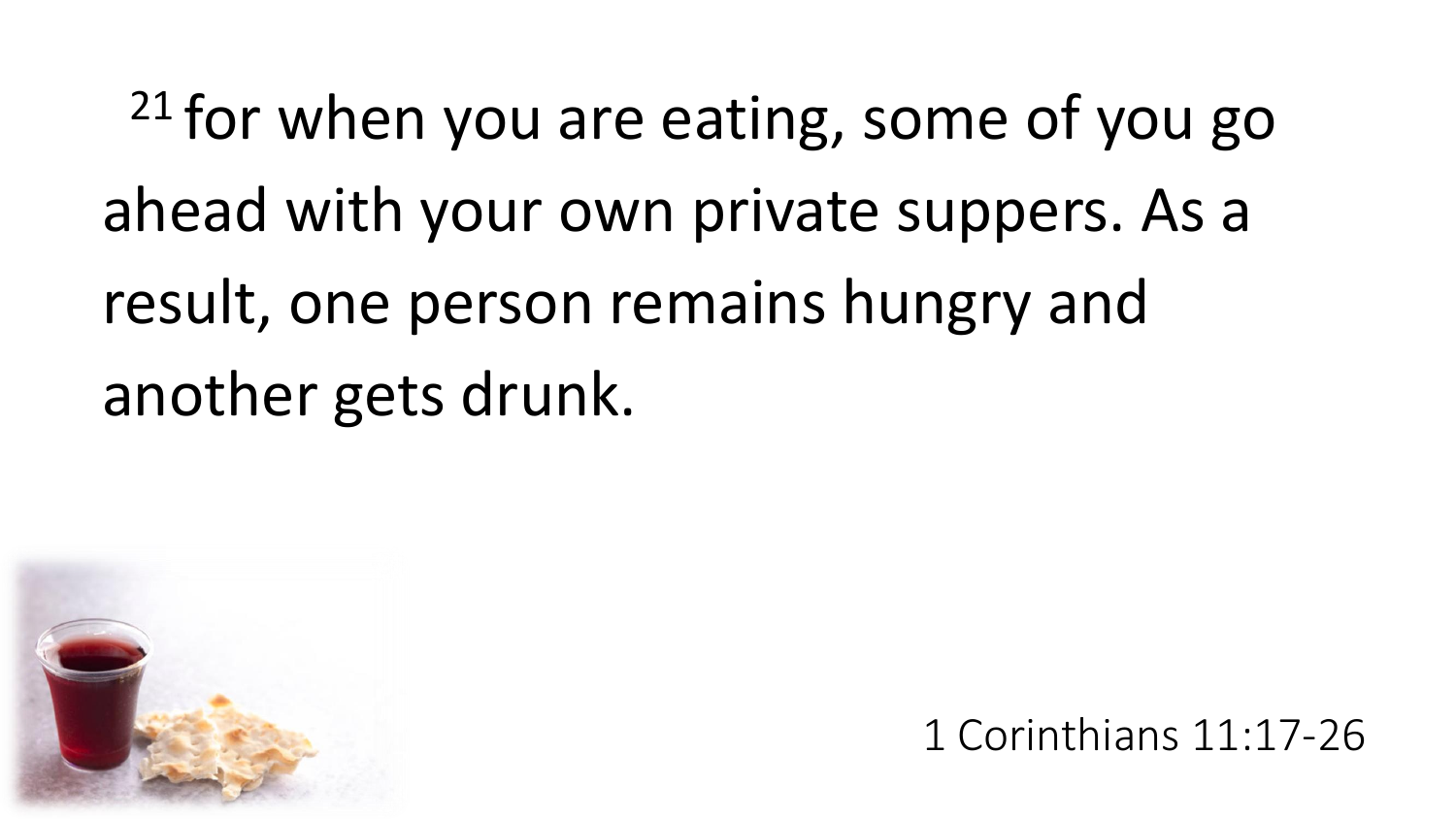[21] for when you are eating, some of you go ahead with your own private suppers. As a result, one person remains hungry and another gets drunk.

1 Corinthians 11:17-26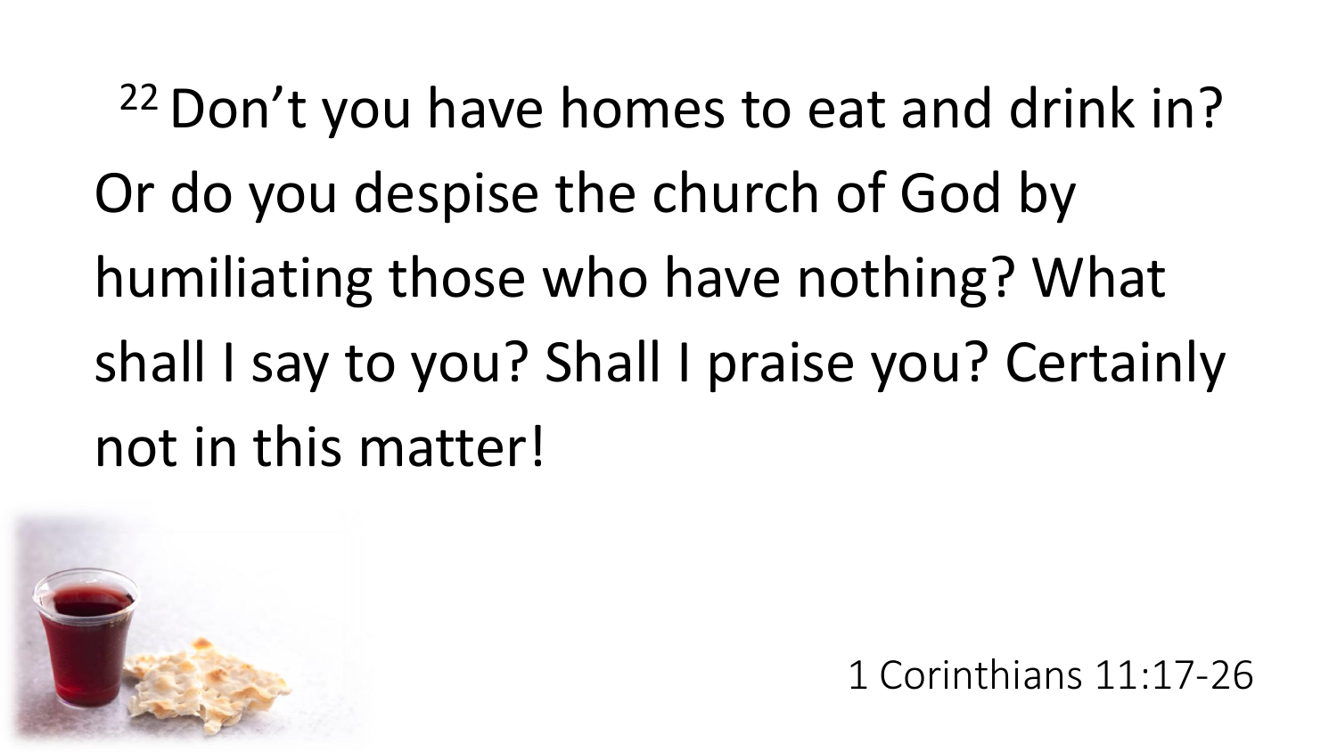[22] Don’t you have homes to eat and drink in? Or do you despise the church of God by humiliating those who have nothing? What shall I say to you? Shall I praise you? Certainly not in this matter!

1 Corinthians 11:17-26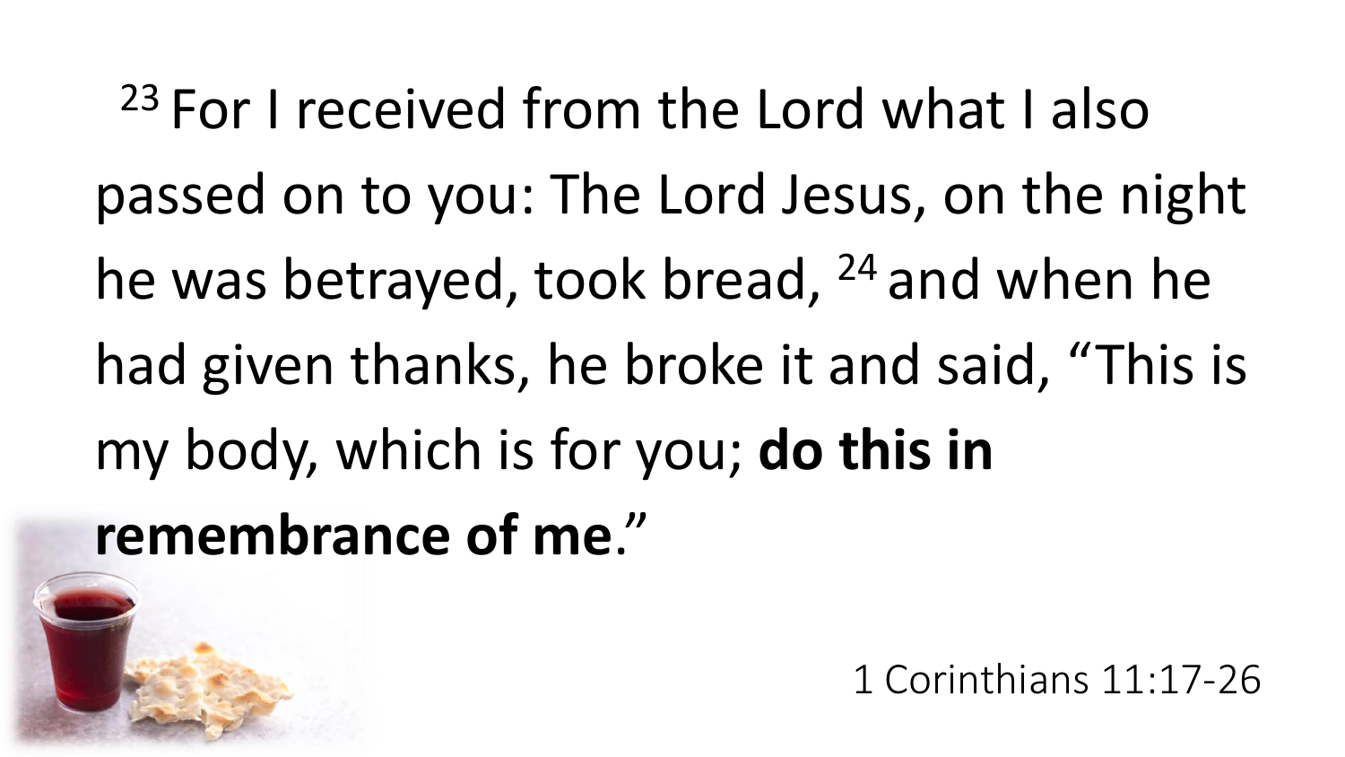[23] For I received from the Lord what I also passed on to you: The Lord Jesus, on the night he was betrayed, took bread, [24] and when he had given thanks, he broke it and said, "This is my body, which is for you; **do this in remembrance of me**."

1 Corinthians 11:17-26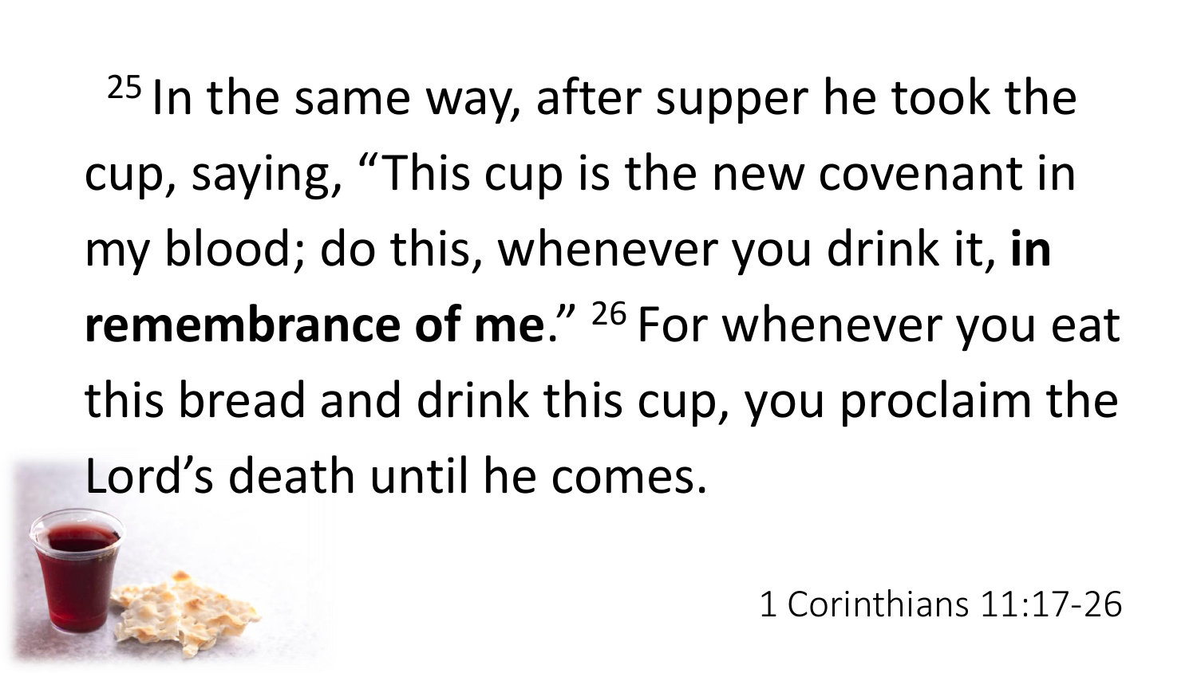[25] In the same way, after supper he took the cup, saying, “This cup is the new covenant in my blood; do this, whenever you drink it, **in remembrance of me**.” [26] For whenever you eat this bread and drink this cup, you proclaim the Lord’s death until he comes.

1 Corinthians 11:17-26